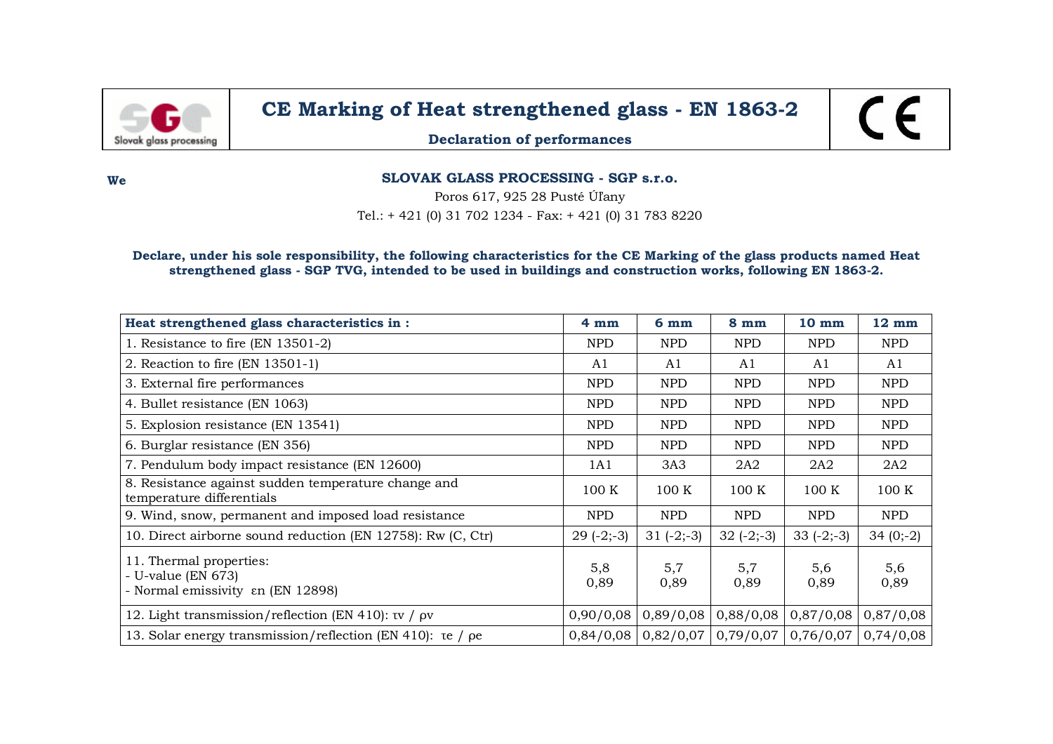# CE Marking of Heat strenghtened glass - EN 1863-2

**Declaration of performances**

**We** **SLOVAK GLASS PROCESSING - SGP s.r.o.**

Poros 617, 925 28 Pusté Úľany

Tel.: + 421 (0) 31 702 1234 - Fax: + 421 (0) 31 783 8220

**Declare, under his sole responsibility, the following characteristics for the CE Marking of the glass products named Heat strengthened glass - SGP TVG, intended to be used in buildings and construction works, following EN 1863-2.**

| **Heat strengthened glass characteristics in :** | **4 mm** | **6 mm** | **8 mm** | **10 mm** | **12 mm** |
|---|---|---|---|---|---|
| 1. Resistance to fire (EN 13501-2) | NPD | NPD | NPD | NPD | NPD |
| 2. Reaction to fire (EN 13501-1) | A1 | A1 | A1 | A1 | A1 |
| 3. External fire performances | NPD | NPD | NPD | NPD | NPD |
| 4. Bullet resistance (EN 1063) | NPD | NPD | NPD | NPD | NPD |
| 5. Explosion resistance (EN 13541) | NPD | NPD | NPD | NPD | NPD |
| 6. Burglar resistance (EN 356) | NPD | NPD | NPD | NPD | NPD |
| 7. Pendulum body impact resistance (EN 12600) | 1A1 | 3A3 | 2A2 | 2A2 | 2A2 |
| 8. Resistance against sudden temperature change and temperature differentials | 100 K | 100 K | 100 K | 100 K | 100 K |
| 9. Wind, snow, permanent and imposed load resistance | NPD | NPD | NPD | NPD | NPD |
| 10. Direct airborne sound reduction (EN 12758): Rw (C, Ctr) | 29 (-2;-3) | 31 (-2;-3) | 32 (-2;-3) | 33 (-2;-3) | 34 (0;-2) |
| 11. Thermal properties:<br>- U-value (EN 673)<br>- Normal emissivity εn (EN 12898) | 5,8<br>0,89 | 5,7<br>0,89 | 5,7<br>0,89 | 5,6<br>0,89 | 5,6<br>0,89 |
| 12. Light transmission/reflection (EN 410): τv / ρv | 0,90/0,08 | 0,89/0,08 | 0,88/0,08 | 0,87/0,08 | 0,87/0,08 |
| 13. Solar energy transmission/reflection (EN 410): τe / ρe | 0,84/0,08 | 0,82/0,07 | 0,79/0,07 | 0,76/0,07 | 0,74/0,08 |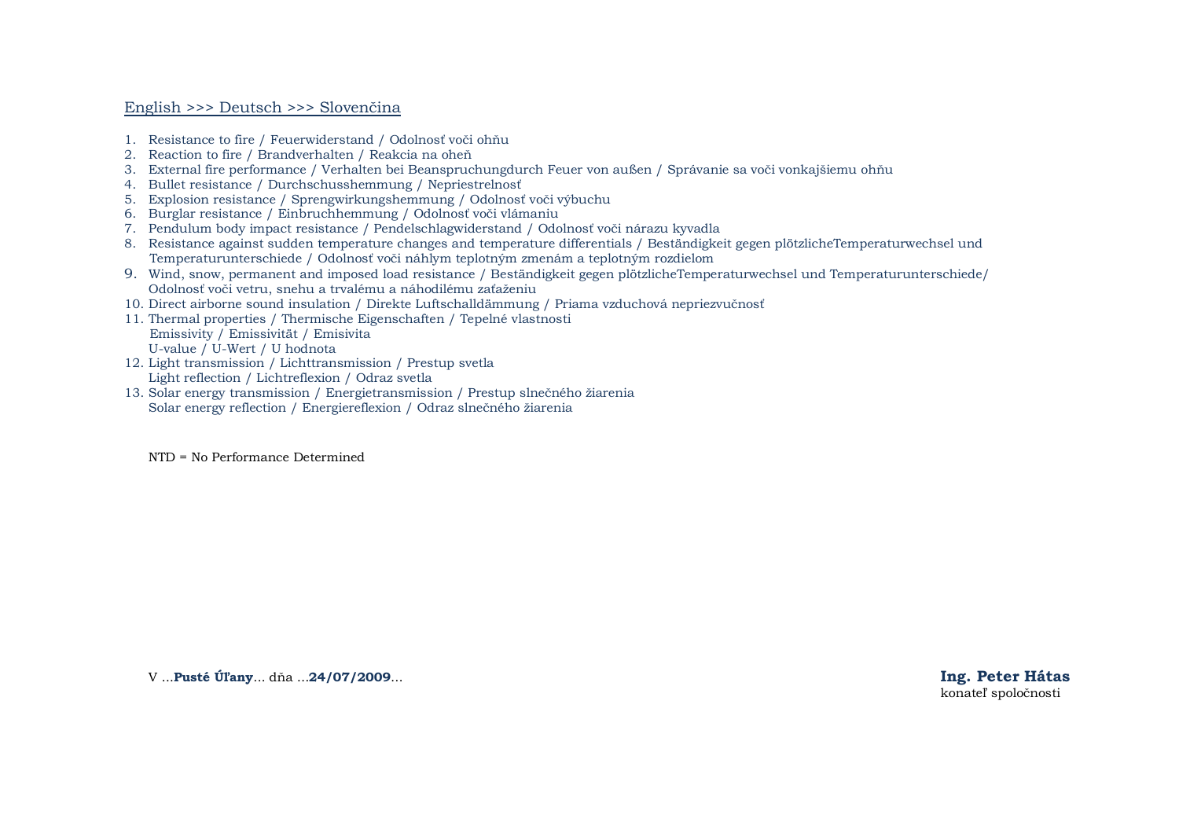English >>> Deutsch >>> Slovenčina

1. Resistance to fire / Feuerwiderstand / Odolnosť voči ohňu
2. Reaction to fire / Brandverhalten / Reakcia na oheň
3. External fire performance / Verhalten bei Beanspruchungdurch Feuer von außen / Správanie sa voči vonkajšiemu ohňu
4. Bullet resistance / Durchschusshemmung / Nepriestrelnosť
5. Explosion resistance / Sprengwirkungshemmung / Odolnosť voči výbuchu
6. Burglar resistance / Einbruchhemmung / Odolnosť voči vlámaniu
7. Pendulum body impact resistance / Pendelschlagwiderstand / Odolnosť voči nárazu kyvadla
8. Resistance against sudden temperature changes and temperature differentials / Beständigkeit gegen plötzlicheTemperaturwechsel und Temperaturunterschiede / Odolnosť voči náhlym teplotným zmenám a teplotným rozdielom
9. Wind, snow, permanent and imposed load resistance / Beständigkeit gegen plötzlicheTemperaturwechsel und Temperaturunterschiede/ Odolnosť voči vetru, snehu a trvalému a náhodilému zaťaženiu
10. Direct airborne sound insulation / Direkte Luftschalldämmung / Priama vzduchová nepriezvučnosť
11. Thermal properties / Thermische Eigenschaften / Tepelné vlastnosti
    Emissivity / Emissivität / Emisivita
    U-value / U-Wert / U hodnota
12. Light transmission / Lichttransmission / Prestup svetla
    Light reflection / Lichtreflexion / Odraz svetla
13. Solar energy transmission / Energietransmission / Prestup slnečného žiarenia
    Solar energy reflection / Energiereflexion / Odraz slnečného žiarenia

NTD = No Performance Determined

V ...**Pusté Úľany**... dňa ...**24/07/2009**...

**Ing. Peter Hátas**
konateľ spoločnosti